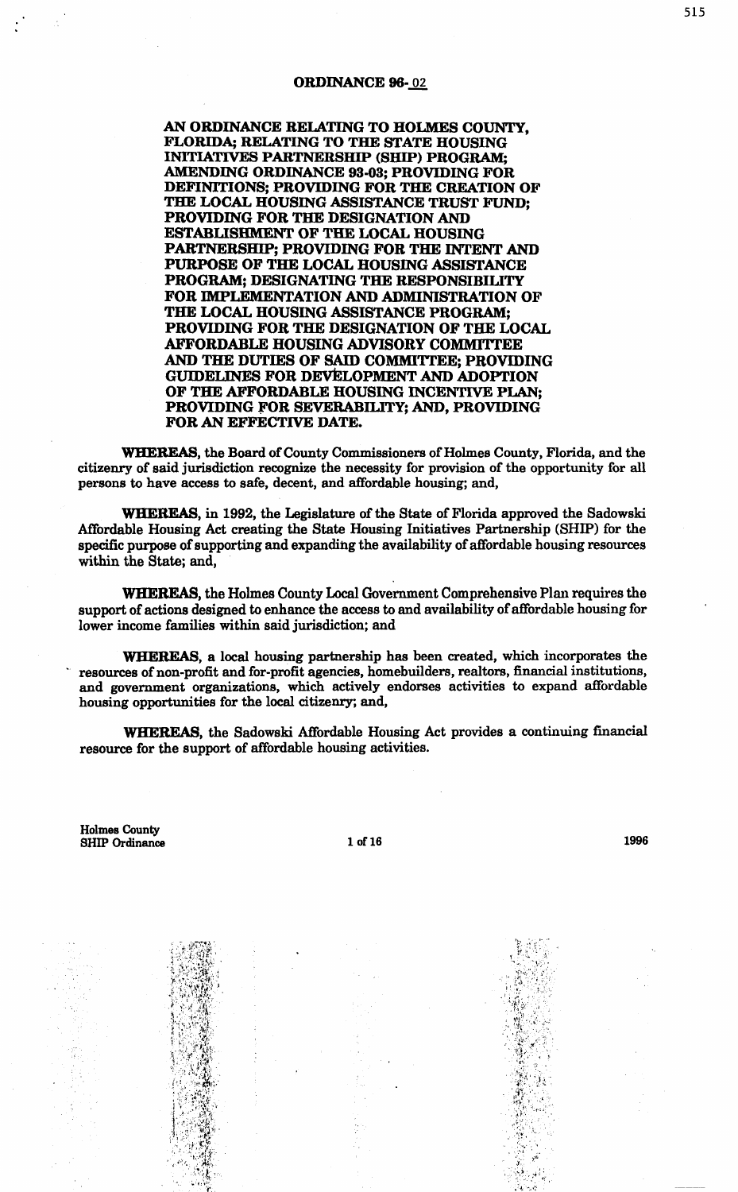# ORDINANCE 96-02

**AN ORDINANCE RELATING TO HOLMES COUNTY, FLORIDA; RELATING TO THE STATE HOUSING INITIATIVES PARTNERSHIP (SHIP) PROGRAM; AMENDING ORDINANCE 93-03; PROVIDING FOR DEFINITIONS; PROVIDING FOR THE CREATION OF THE LOCAL HOUSING ASSISTANCE TRUST FUND; PROVIDING FOR THE DESIGNATION AND ESTABLISHMENT OF THE LOCAL HOUSING PARTNERSHIP; PROVIDING FOR THE INTENT AND PURPOSE OF THE LOCAL HOUSING ASSISTANCE PROGRAM; DESIGNATING THE RESPONSIBILITY FOR IMPLEMENTATION AND ADMINISTRATION OF THE LOCAL HOUSING ASSISTANCE PROGRAM; PROVIDING FOR THE DESIGNATION OF THE LOCAL AFFORDABLE HOUSING ADVISORY COMMITTEE AND THE DUTIES OF SAID COMMITTEE; PROVIDING GUIDELINES FOR DEVELOPMENT AND ADOPTION OF THE AFFORDABLE HOUSING INCENTIVE PLAN; PROVIDING FOR SEVERABILITY; AND, PROVIDING FOR AN EFFECTIVE DATE.**

**WHEREAS**, the Board of County Commissioners of Holmes County, Florida, and the citizenry of said jurisdiction recognize the necessity for provision of the opportunity for all persons to have access to safe, decent, and affordable housing; and,

**WHEREAS**, in 1992, the Legislature of the State of Florida approved the Sadowski Affordable Housing Act creating the State Housing Initiatives Partnership (SHIP) for the specific purpose of supporting and expanding the availability of affordable housing resources within the State; and,

**WHEREAS**, the Holmes County Local Government Comprehensive Plan requires the support of actions designed to enhance the access to and availability of affordable housing for lower income families within said jurisdiction; and

**WHEREAS**, a local housing partnership has been created, which incorporates the resources of non-profit and for-profit agencies, homebuilders, realtors, financial institutions, and government organizations, which actively endorses activities to expand affordable housing opportunities for the local citizenry; and,

**WHEREAS**, the Sadowski Affordable Housing Act provides a continuing financial resource for the support of affordable housing activities.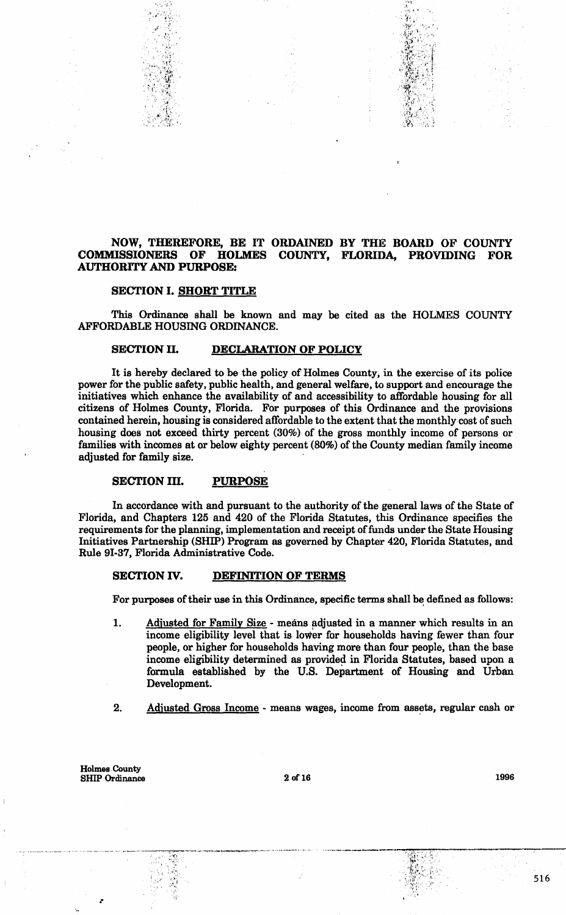**NOW, THEREFORE, BE IT ORDAINED BY THE BOARD OF COUNTY COMMISSIONERS OF HOLMES COUNTY, FLORIDA, PROVIDING FOR AUTHORITY AND PURPOSE:**

## SECTION I. SHORT TITLE

This Ordinance shall be known and may be cited as the HOLMES COUNTY AFFORDABLE HOUSING ORDINANCE.

## SECTION II. DECLARATION OF POLICY

It is hereby declared to be the policy of Holmes County, in the exercise of its police power for the public safety, public health, and general welfare, to support and encourage the initiatives which enhance the availability of and accessibility to affordable housing for all citizens of Holmes County, Florida. For purposes of this Ordinance and the provisions contained herein, housing is considered affordable to the extent that the monthly cost of such housing does not exceed thirty percent (30%) of the gross monthly income of persons or families with incomes at or below eighty percent (80%) of the County median family income adjusted for family size.

## SECTION III. PURPOSE

In accordance with and pursuant to the authority of the general laws of the State of Florida, and Chapters 125 and 420 of the Florida Statutes, this Ordinance specifies the requirements for the planning, implementation and receipt of funds under the State Housing Initiatives Partnership (SHIP) Program as governed by Chapter 420, Florida Statutes, and Rule 9I-37, Florida Administrative Code.

## SECTION IV. DEFINITION OF TERMS

For purposes of their use in this Ordinance, specific terms shall be defined as follows:

1. Adjusted for Family Size - means adjusted in a manner which results in an income eligibility level that is lower for households having fewer than four people, or higher for households having more than four people, than the base income eligibility determined as provided in Florida Statutes, based upon a formula established by the U.S. Department of Housing and Urban Development.

2. Adjusted Gross Income - means wages, income from assets, regular cash or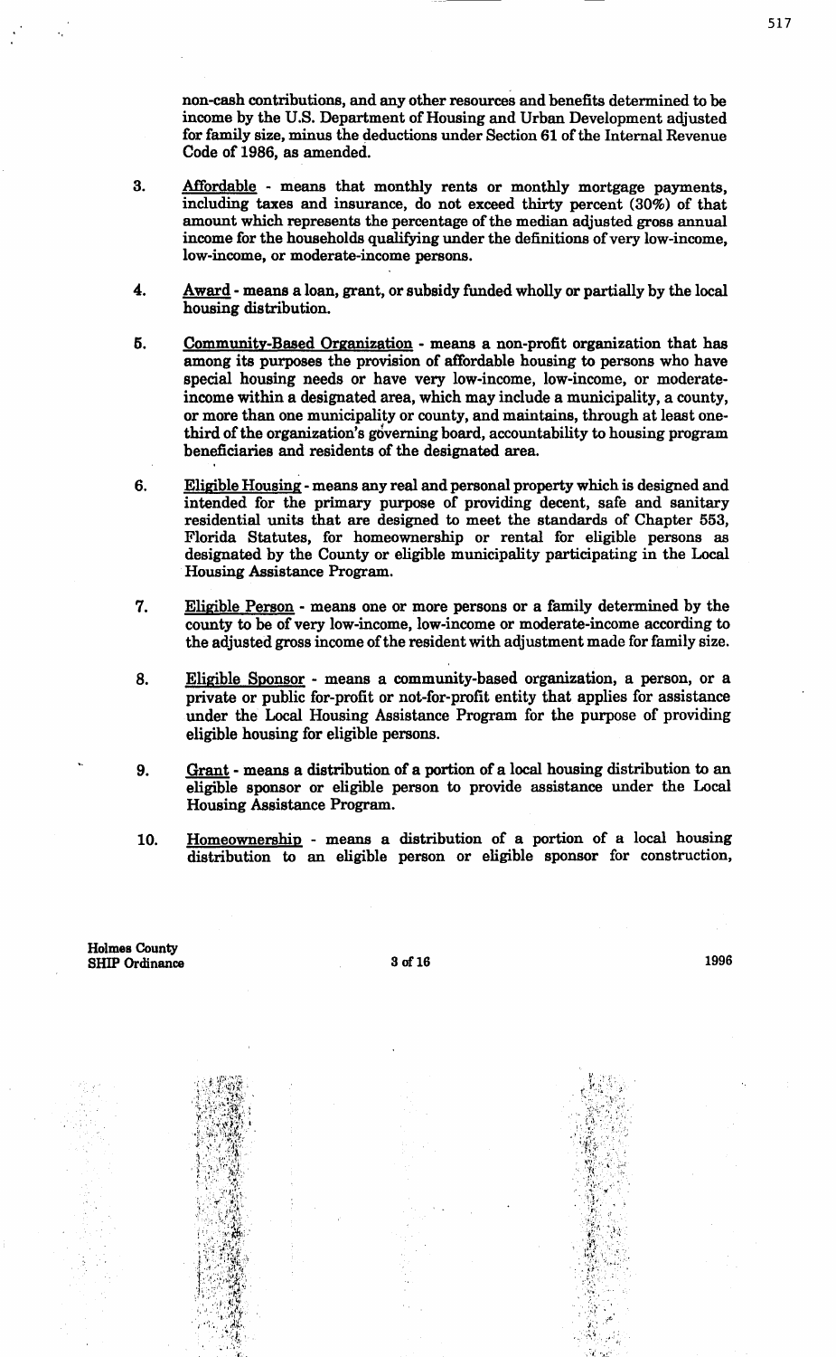non-cash contributions, and any other resources and benefits determined to be income by the U.S. Department of Housing and Urban Development adjusted for family size, minus the deductions under Section 61 of the Internal Revenue Code of 1986, as amended.

3. Affordable - means that monthly rents or monthly mortgage payments, including taxes and insurance, do not exceed thirty percent (30%) of that amount which represents the percentage of the median adjusted gross annual income for the households qualifying under the definitions of very low-income, low-income, or moderate-income persons.

4. Award - means a loan, grant, or subsidy funded wholly or partially by the local housing distribution.

5. Community-Based Organization - means a non-profit organization that has among its purposes the provision of affordable housing to persons who have special housing needs or have very low-income, low-income, or moderate-income within a designated area, which may include a municipality, a county, or more than one municipality or county, and maintains, through at least one-third of the organization's governing board, accountability to housing program beneficiaries and residents of the designated area.

6. Eligible Housing - means any real and personal property which is designed and intended for the primary purpose of providing decent, safe and sanitary residential units that are designed to meet the standards of Chapter 553, Florida Statutes, for homeownership or rental for eligible persons as designated by the County or eligible municipality participating in the Local Housing Assistance Program.

7. Eligible Person - means one or more persons or a family determined by the county to be of very low-income, low-income or moderate-income according to the adjusted gross income of the resident with adjustment made for family size.

8. Eligible Sponsor - means a community-based organization, a person, or a private or public for-profit or not-for-profit entity that applies for assistance under the Local Housing Assistance Program for the purpose of providing eligible housing for eligible persons.

9. Grant - means a distribution of a portion of a local housing distribution to an eligible sponsor or eligible person to provide assistance under the Local Housing Assistance Program.

10. Homeownership - means a distribution of a portion of a local housing distribution to an eligible person or eligible sponsor for construction,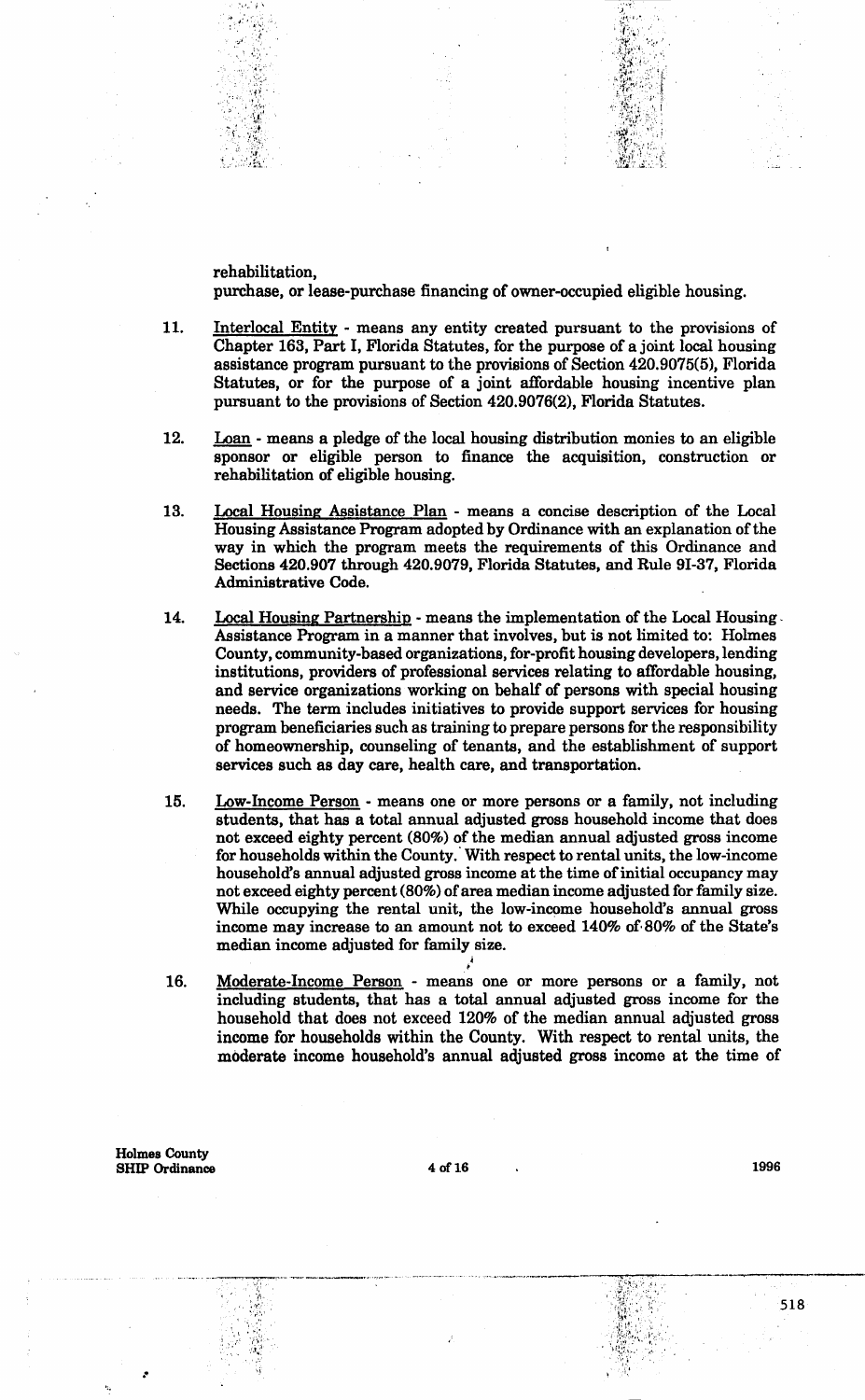rehabilitation,
purchase, or lease-purchase financing of owner-occupied eligible housing.

11. Interlocal Entity - means any entity created pursuant to the provisions of Chapter 163, Part I, Florida Statutes, for the purpose of a joint local housing assistance program pursuant to the provisions of Section 420.9075(5), Florida Statutes, or for the purpose of a joint affordable housing incentive plan pursuant to the provisions of Section 420.9076(2), Florida Statutes.

12. Loan - means a pledge of the local housing distribution monies to an eligible sponsor or eligible person to finance the acquisition, construction or rehabilitation of eligible housing.

13. Local Housing Assistance Plan - means a concise description of the Local Housing Assistance Program adopted by Ordinance with an explanation of the way in which the program meets the requirements of this Ordinance and Sections 420.907 through 420.9079, Florida Statutes, and Rule 9I-37, Florida Administrative Code.

14. Local Housing Partnership - means the implementation of the Local Housing Assistance Program in a manner that involves, but is not limited to: Holmes County, community-based organizations, for-profit housing developers, lending institutions, providers of professional services relating to affordable housing, and service organizations working on behalf of persons with special housing needs. The term includes initiatives to provide support services for housing program beneficiaries such as training to prepare persons for the responsibility of homeownership, counseling of tenants, and the establishment of support services such as day care, health care, and transportation.

15. Low-Income Person - means one or more persons or a family, not including students, that has a total annual adjusted gross household income that does not exceed eighty percent (80%) of the median annual adjusted gross income for households within the County. With respect to rental units, the low-income household's annual adjusted gross income at the time of initial occupancy may not exceed eighty percent (80%) of area median income adjusted for family size. While occupying the rental unit, the low-income household's annual gross income may increase to an amount not to exceed 140% of 80% of the State's median income adjusted for family size.

16. Moderate-Income Person - means one or more persons or a family, not including students, that has a total annual adjusted gross income for the household that does not exceed 120% of the median annual adjusted gross income for households within the County. With respect to rental units, the moderate income household's annual adjusted gross income at the time of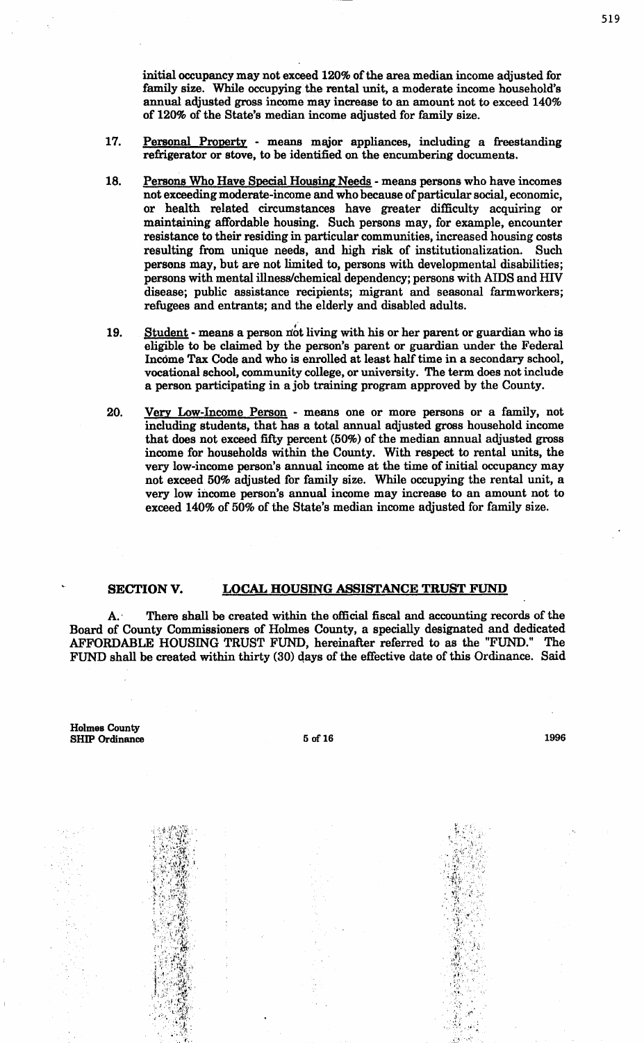initial occupancy may not exceed 120% of the area median income adjusted for family size. While occupying the rental unit, a moderate income household's annual adjusted gross income may increase to an amount not to exceed 140% of 120% of the State's median income adjusted for family size.

17. Personal Property - means major appliances, including a freestanding refrigerator or stove, to be identified on the encumbering documents.

18. Persons Who Have Special Housing Needs - means persons who have incomes not exceeding moderate-income and who because of particular social, economic, or health related circumstances have greater difficulty acquiring or maintaining affordable housing. Such persons may, for example, encounter resistance to their residing in particular communities, increased housing costs resulting from unique needs, and high risk of institutionalization. Such persons may, but are not limited to, persons with developmental disabilities; persons with mental illness/chemical dependency; persons with AIDS and HIV disease; public assistance recipients; migrant and seasonal farmworkers; refugees and entrants; and the elderly and disabled adults.

19. Student - means a person not living with his or her parent or guardian who is eligible to be claimed by the person's parent or guardian under the Federal Income Tax Code and who is enrolled at least half time in a secondary school, vocational school, community college, or university. The term does not include a person participating in a job training program approved by the County.

20. Very Low-Income Person - means one or more persons or a family, not including students, that has a total annual adjusted gross household income that does not exceed fifty percent (50%) of the median annual adjusted gross income for households within the County. With respect to rental units, the very low-income person's annual income at the time of initial occupancy may not exceed 50% adjusted for family size. While occupying the rental unit, a very low income person's annual income may increase to an amount not to exceed 140% of 50% of the State's median income adjusted for family size.

## SECTION V. LOCAL HOUSING ASSISTANCE TRUST FUND

A. There shall be created within the official fiscal and accounting records of the Board of County Commissioners of Holmes County, a specially designated and dedicated AFFORDABLE HOUSING TRUST FUND, hereinafter referred to as the "FUND." The FUND shall be created within thirty (30) days of the effective date of this Ordinance. Said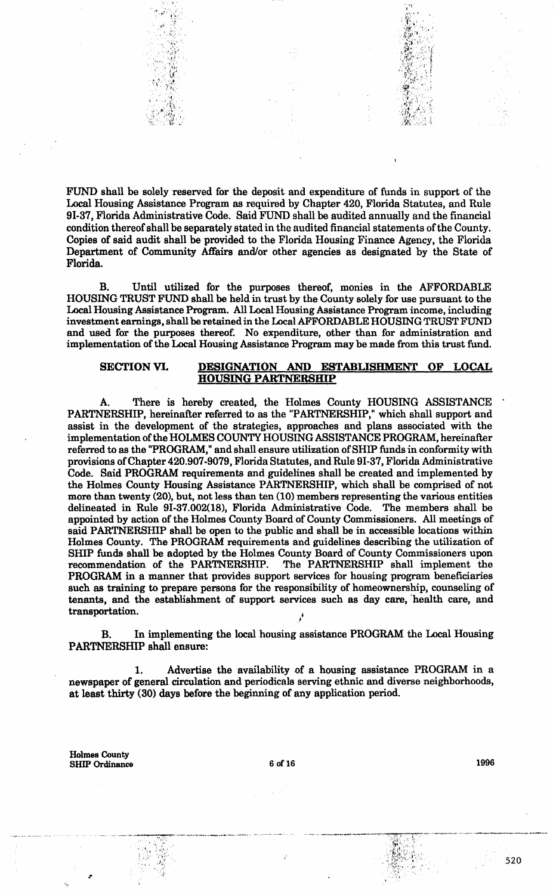FUND shall be solely reserved for the deposit and expenditure of funds in support of the Local Housing Assistance Program as required by Chapter 420, Florida Statutes, and Rule 9I-37, Florida Administrative Code. Said FUND shall be audited annually and the financial condition thereof shall be separately stated in the audited financial statements of the County. Copies of said audit shall be provided to the Florida Housing Finance Agency, the Florida Department of Community Affairs and/or other agencies as designated by the State of Florida.

B. Until utilized for the purposes thereof, monies in the AFFORDABLE HOUSING TRUST FUND shall be held in trust by the County solely for use pursuant to the Local Housing Assistance Program. All Local Housing Assistance Program income, including investment earnings, shall be retained in the Local AFFORDABLE HOUSING TRUST FUND and used for the purposes thereof. No expenditure, other than for administration and implementation of the Local Housing Assistance Program may be made from this trust fund.

**SECTION VI. DESIGNATION AND ESTABLISHMENT OF LOCAL HOUSING PARTNERSHIP**

A. There is hereby created, the Holmes County HOUSING ASSISTANCE PARTNERSHIP, hereinafter referred to as the "PARTNERSHIP," which shall support and assist in the development of the strategies, approaches and plans associated with the implementation of the HOLMES COUNTY HOUSING ASSISTANCE PROGRAM, hereinafter referred to as the "PROGRAM," and shall ensure utilization of SHIP funds in conformity with provisions of Chapter 420.907-9079, Florida Statutes, and Rule 9I-37, Florida Administrative Code. Said PROGRAM requirements and guidelines shall be created and implemented by the Holmes County Housing Assistance PARTNERSHIP, which shall be comprised of not more than twenty (20), but, not less than ten (10) members representing the various entities delineated in Rule 9I-37.002(18), Florida Administrative Code. The members shall be appointed by action of the Holmes County Board of County Commissioners. All meetings of said PARTNERSHIP shall be open to the public and shall be in accessible locations within Holmes County. The PROGRAM requirements and guidelines describing the utilization of SHIP funds shall be adopted by the Holmes County Board of County Commissioners upon recommendation of the PARTNERSHIP. The PARTNERSHIP shall implement the PROGRAM in a manner that provides support services for housing program beneficiaries such as training to prepare persons for the responsibility of homeownership, counseling of tenants, and the establishment of support services such as day care, health care, and transportation.

B. In implementing the local housing assistance PROGRAM the Local Housing PARTNERSHIP shall ensure:

1. Advertise the availability of a housing assistance PROGRAM in a newspaper of general circulation and periodicals serving ethnic and diverse neighborhoods, at least thirty (30) days before the beginning of any application period.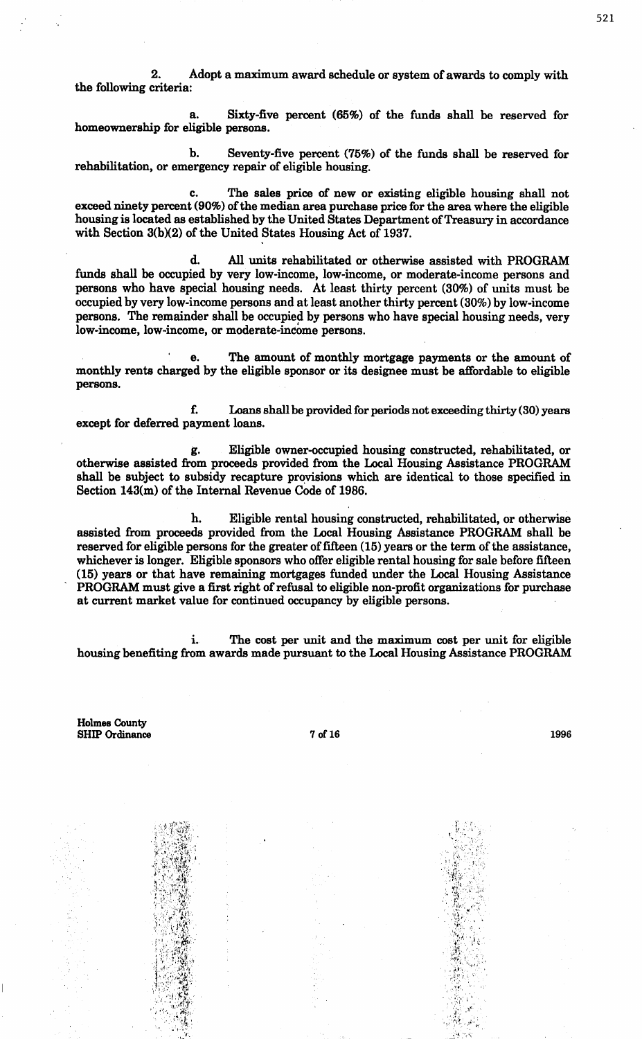2. Adopt a maximum award schedule or system of awards to comply with the following criteria:

a. Sixty-five percent (65%) of the funds shall be reserved for homeownership for eligible persons.

b. Seventy-five percent (75%) of the funds shall be reserved for rehabilitation, or emergency repair of eligible housing.

c. The sales price of new or existing eligible housing shall not exceed ninety percent (90%) of the median area purchase price for the area where the eligible housing is located as established by the United States Department of Treasury in accordance with Section 3(b)(2) of the United States Housing Act of 1937.

d. All units rehabilitated or otherwise assisted with PROGRAM funds shall be occupied by very low-income, low-income, or moderate-income persons and persons who have special housing needs. At least thirty percent (30%) of units must be occupied by very low-income persons and at least another thirty percent (30%) by low-income persons. The remainder shall be occupied by persons who have special housing needs, very low-income, low-income, or moderate-income persons.

e. The amount of monthly mortgage payments or the amount of monthly rents charged by the eligible sponsor or its designee must be affordable to eligible persons.

f. Loans shall be provided for periods not exceeding thirty (30) years except for deferred payment loans.

g. Eligible owner-occupied housing constructed, rehabilitated, or otherwise assisted from proceeds provided from the Local Housing Assistance PROGRAM shall be subject to subsidy recapture provisions which are identical to those specified in Section 143(m) of the Internal Revenue Code of 1986.

h. Eligible rental housing constructed, rehabilitated, or otherwise assisted from proceeds provided from the Local Housing Assistance PROGRAM shall be reserved for eligible persons for the greater of fifteen (15) years or the term of the assistance, whichever is longer. Eligible sponsors who offer eligible rental housing for sale before fifteen (15) years or that have remaining mortgages funded under the Local Housing Assistance PROGRAM must give a first right of refusal to eligible non-profit organizations for purchase at current market value for continued occupancy by eligible persons.

i. The cost per unit and the maximum cost per unit for eligible housing benefiting from awards made pursuant to the Local Housing Assistance PROGRAM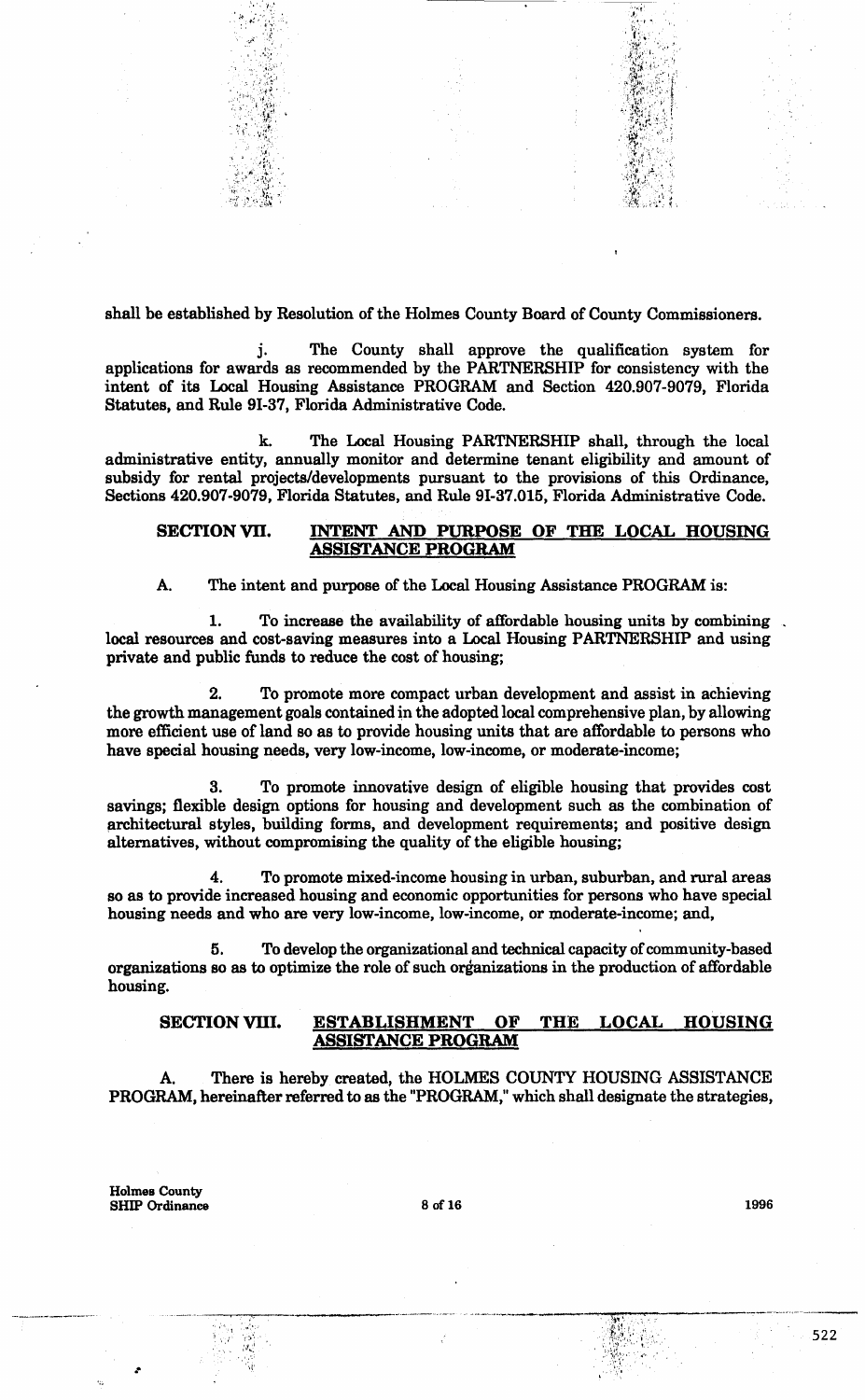shall be established by Resolution of the Holmes County Board of County Commissioners.

j. The County shall approve the qualification system for applications for awards as recommended by the PARTNERSHIP for consistency with the intent of its Local Housing Assistance PROGRAM and Section 420.907-9079, Florida Statutes, and Rule 9I-37, Florida Administrative Code.

k. The Local Housing PARTNERSHIP shall, through the local administrative entity, annually monitor and determine tenant eligibility and amount of subsidy for rental projects/developments pursuant to the provisions of this Ordinance, Sections 420.907-9079, Florida Statutes, and Rule 9I-37.015, Florida Administrative Code.

## SECTION VII. INTENT AND PURPOSE OF THE LOCAL HOUSING ASSISTANCE PROGRAM

A. The intent and purpose of the Local Housing Assistance PROGRAM is:

1. To increase the availability of affordable housing units by combining local resources and cost-saving measures into a Local Housing PARTNERSHIP and using private and public funds to reduce the cost of housing;

2. To promote more compact urban development and assist in achieving the growth management goals contained in the adopted local comprehensive plan, by allowing more efficient use of land so as to provide housing units that are affordable to persons who have special housing needs, very low-income, low-income, or moderate-income;

3. To promote innovative design of eligible housing that provides cost savings; flexible design options for housing and development such as the combination of architectural styles, building forms, and development requirements; and positive design alternatives, without compromising the quality of the eligible housing;

4. To promote mixed-income housing in urban, suburban, and rural areas so as to provide increased housing and economic opportunities for persons who have special housing needs and who are very low-income, low-income, or moderate-income; and,

5. To develop the organizational and technical capacity of community-based organizations so as to optimize the role of such organizations in the production of affordable housing.

## SECTION VIII. ESTABLISHMENT OF THE LOCAL HOUSING ASSISTANCE PROGRAM

A. There is hereby created, the HOLMES COUNTY HOUSING ASSISTANCE PROGRAM, hereinafter referred to as the "PROGRAM," which shall designate the strategies,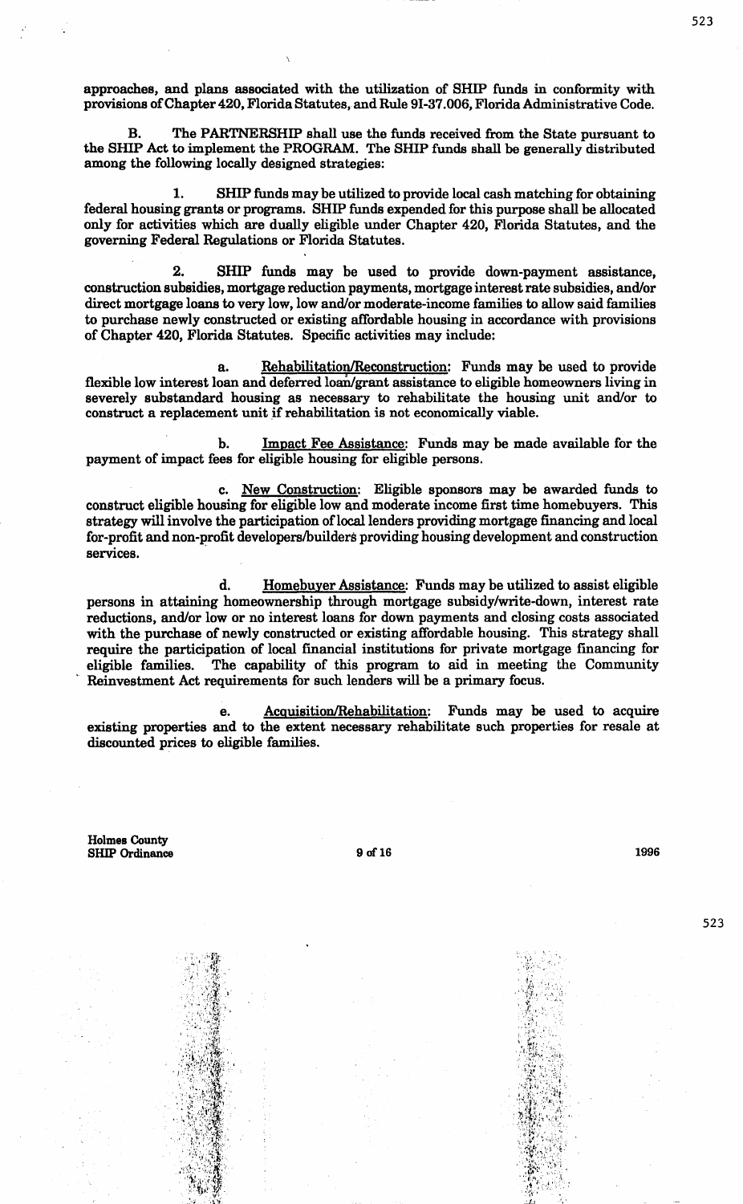approaches, and plans associated with the utilization of SHIP funds in conformity with provisions of Chapter 420, Florida Statutes, and Rule 9I-37.006, Florida Administrative Code.

B. The PARTNERSHIP shall use the funds received from the State pursuant to the SHIP Act to implement the PROGRAM. The SHIP funds shall be generally distributed among the following locally designed strategies:

1. SHIP funds may be utilized to provide local cash matching for obtaining federal housing grants or programs. SHIP funds expended for this purpose shall be allocated only for activities which are dually eligible under Chapter 420, Florida Statutes, and the governing Federal Regulations or Florida Statutes.

2. SHIP funds may be used to provide down-payment assistance, construction subsidies, mortgage reduction payments, mortgage interest rate subsidies, and/or direct mortgage loans to very low, low and/or moderate-income families to allow said families to purchase newly constructed or existing affordable housing in accordance with provisions of Chapter 420, Florida Statutes. Specific activities may include:

a. Rehabilitation/Reconstruction: Funds may be used to provide flexible low interest loan and deferred loan/grant assistance to eligible homeowners living in severely substandard housing as necessary to rehabilitate the housing unit and/or to construct a replacement unit if rehabilitation is not economically viable.

b. Impact Fee Assistance: Funds may be made available for the payment of impact fees for eligible housing for eligible persons.

c. New Construction: Eligible sponsors may be awarded funds to construct eligible housing for eligible low and moderate income first time homebuyers. This strategy will involve the participation of local lenders providing mortgage financing and local for-profit and non-profit developers/builders providing housing development and construction services.

d. Homebuyer Assistance: Funds may be utilized to assist eligible persons in attaining homeownership through mortgage subsidy/write-down, interest rate reductions, and/or low or no interest loans for down payments and closing costs associated with the purchase of newly constructed or existing affordable housing. This strategy shall require the participation of local financial institutions for private mortgage financing for eligible families. The capability of this program to aid in meeting the Community Reinvestment Act requirements for such lenders will be a primary focus.

e. Acquisition/Rehabilitation: Funds may be used to acquire existing properties and to the extent necessary rehabilitate such properties for resale at discounted prices to eligible families.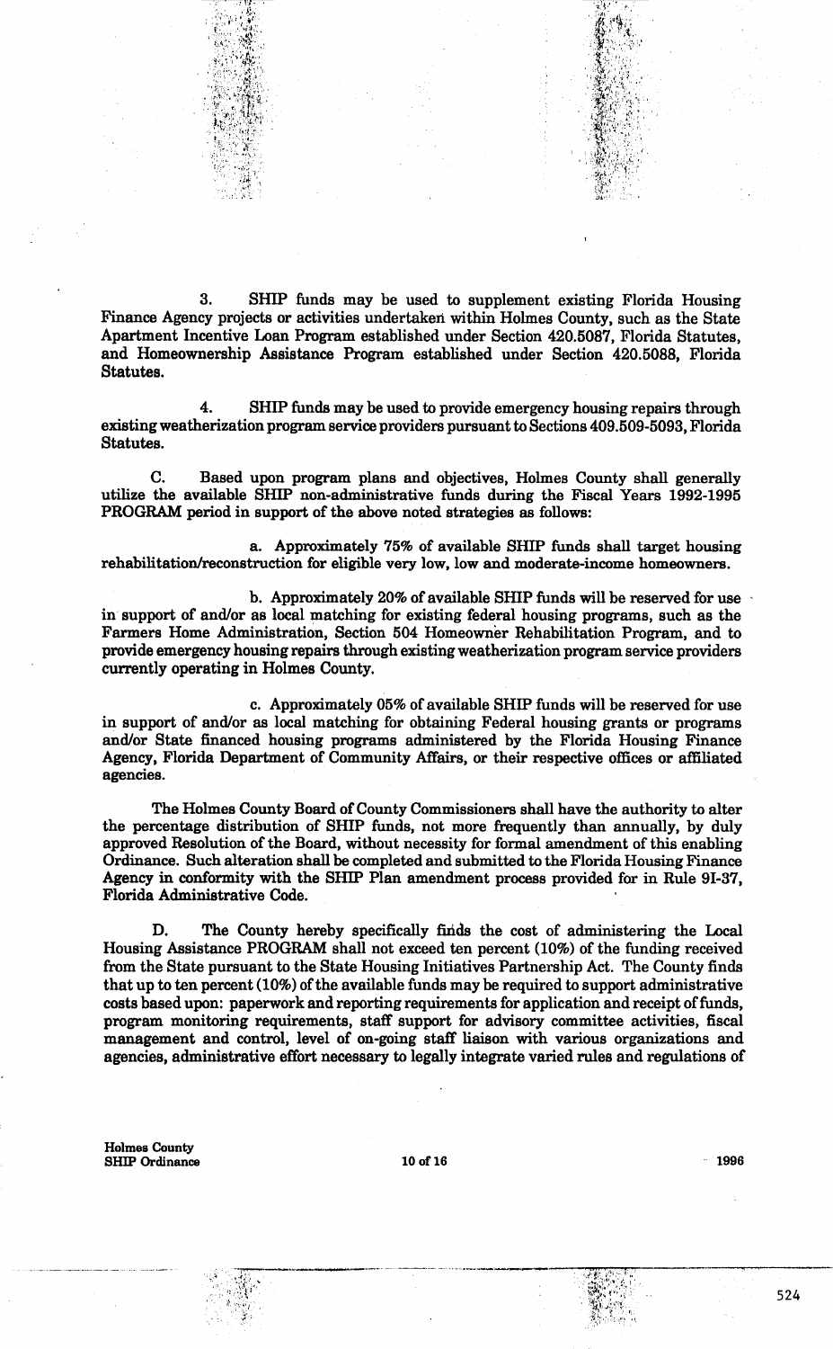3. SHIP funds may be used to supplement existing Florida Housing Finance Agency projects or activities undertaken within Holmes County, such as the State Apartment Incentive Loan Program established under Section 420.5087, Florida Statutes, and Homeownership Assistance Program established under Section 420.5088, Florida Statutes.

4. SHIP funds may be used to provide emergency housing repairs through existing weatherization program service providers pursuant to Sections 409.509-5093, Florida Statutes.

C. Based upon program plans and objectives, Holmes County shall generally utilize the available SHIP non-administrative funds during the Fiscal Years 1992-1995 PROGRAM period in support of the above noted strategies as follows:

a. Approximately 75% of available SHIP funds shall target housing rehabilitation/reconstruction for eligible very low, low and moderate-income homeowners.

b. Approximately 20% of available SHIP funds will be reserved for use in support of and/or as local matching for existing federal housing programs, such as the Farmers Home Administration, Section 504 Homeowner Rehabilitation Program, and to provide emergency housing repairs through existing weatherization program service providers currently operating in Holmes County.

c. Approximately 05% of available SHIP funds will be reserved for use in support of and/or as local matching for obtaining Federal housing grants or programs and/or State financed housing programs administered by the Florida Housing Finance Agency, Florida Department of Community Affairs, or their respective offices or affiliated agencies.

The Holmes County Board of County Commissioners shall have the authority to alter the percentage distribution of SHIP funds, not more frequently than annually, by duly approved Resolution of the Board, without necessity for formal amendment of this enabling Ordinance. Such alteration shall be completed and submitted to the Florida Housing Finance Agency in conformity with the SHIP Plan amendment process provided for in Rule 9I-37, Florida Administrative Code.

D. The County hereby specifically finds the cost of administering the Local Housing Assistance PROGRAM shall not exceed ten percent (10%) of the funding received from the State pursuant to the State Housing Initiatives Partnership Act. The County finds that up to ten percent (10%) of the available funds may be required to support administrative costs based upon: paperwork and reporting requirements for application and receipt of funds, program monitoring requirements, staff support for advisory committee activities, fiscal management and control, level of on-going staff liaison with various organizations and agencies, administrative effort necessary to legally integrate varied rules and regulations of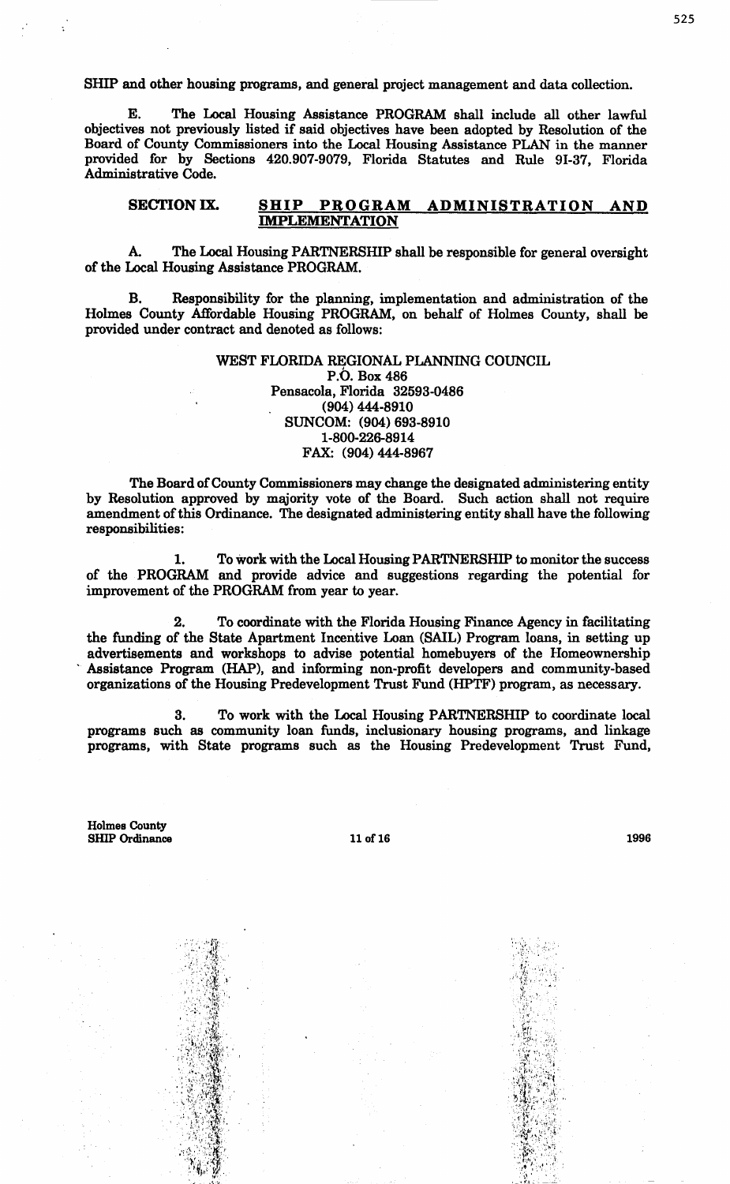SHIP and other housing programs, and general project management and data collection.

E. The Local Housing Assistance PROGRAM shall include all other lawful objectives not previously listed if said objectives have been adopted by Resolution of the Board of County Commissioners into the Local Housing Assistance PLAN in the manner provided for by Sections 420.907-9079, Florida Statutes and Rule 9I-37, Florida Administrative Code.

## SECTION IX. SHIP PROGRAM ADMINISTRATION AND IMPLEMENTATION

A. The Local Housing PARTNERSHIP shall be responsible for general oversight of the Local Housing Assistance PROGRAM.

B. Responsibility for the planning, implementation and administration of the Holmes County Affordable Housing PROGRAM, on behalf of Holmes County, shall be provided under contract and denoted as follows:

WEST FLORIDA REGIONAL PLANNING COUNCIL
P.O. Box 486
Pensacola, Florida 32593-0486
(904) 444-8910
SUNCOM: (904) 693-8910
1-800-226-8914
FAX: (904) 444-8967

The Board of County Commissioners may change the designated administering entity by Resolution approved by majority vote of the Board. Such action shall not require amendment of this Ordinance. The designated administering entity shall have the following responsibilities:

1. To work with the Local Housing PARTNERSHIP to monitor the success of the PROGRAM and provide advice and suggestions regarding the potential for improvement of the PROGRAM from year to year.

2. To coordinate with the Florida Housing Finance Agency in facilitating the funding of the State Apartment Incentive Loan (SAIL) Program loans, in setting up advertisements and workshops to advise potential homebuyers of the Homeownership Assistance Program (HAP), and informing non-profit developers and community-based organizations of the Housing Predevelopment Trust Fund (HPTF) program, as necessary.

3. To work with the Local Housing PARTNERSHIP to coordinate local programs such as community loan funds, inclusionary housing programs, and linkage programs, with State programs such as the Housing Predevelopment Trust Fund,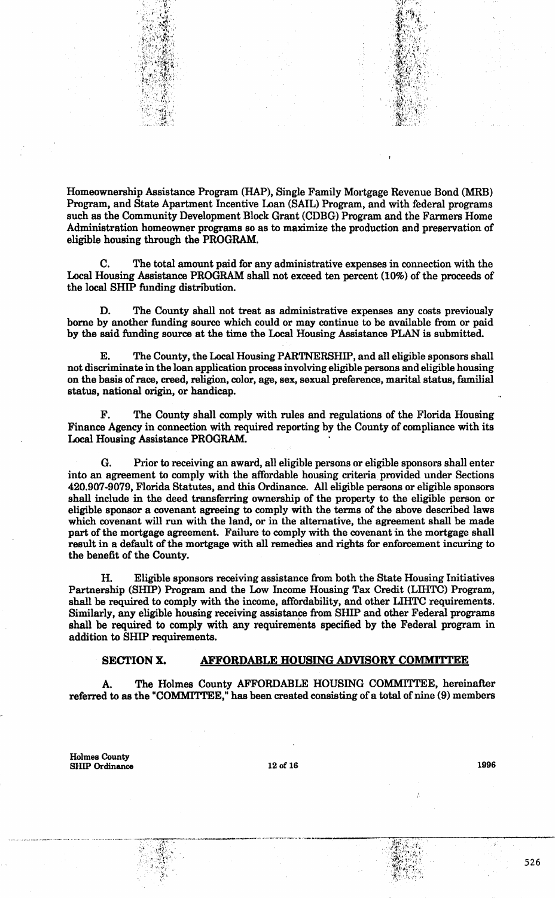Homeownership Assistance Program (HAP), Single Family Mortgage Revenue Bond (MRB) Program, and State Apartment Incentive Loan (SAIL) Program, and with federal programs such as the Community Development Block Grant (CDBG) Program and the Farmers Home Administration homeowner programs so as to maximize the production and preservation of eligible housing through the PROGRAM.

C. The total amount paid for any administrative expenses in connection with the Local Housing Assistance PROGRAM shall not exceed ten percent (10%) of the proceeds of the local SHIP funding distribution.

D. The County shall not treat as administrative expenses any costs previously borne by another funding source which could or may continue to be available from or paid by the said funding source at the time the Local Housing Assistance PLAN is submitted.

E. The County, the Local Housing PARTNERSHIP, and all eligible sponsors shall not discriminate in the loan application process involving eligible persons and eligible housing on the basis of race, creed, religion, color, age, sex, sexual preference, marital status, familial status, national origin, or handicap.

F. The County shall comply with rules and regulations of the Florida Housing Finance Agency in connection with required reporting by the County of compliance with its Local Housing Assistance PROGRAM.

G. Prior to receiving an award, all eligible persons or eligible sponsors shall enter into an agreement to comply with the affordable housing criteria provided under Sections 420.907-9079, Florida Statutes, and this Ordinance. All eligible persons or eligible sponsors shall include in the deed transferring ownership of the property to the eligible person or eligible sponsor a covenant agreeing to comply with the terms of the above described laws which covenant will run with the land, or in the alternative, the agreement shall be made part of the mortgage agreement. Failure to comply with the covenant in the mortgage shall result in a default of the mortgage with all remedies and rights for enforcement incuring to the benefit of the County.

H. Eligible sponsors receiving assistance from both the State Housing Initiatives Partnership (SHIP) Program and the Low Income Housing Tax Credit (LIHTC) Program, shall be required to comply with the income, affordability, and other LIHTC requirements. Similarly, any eligible housing receiving assistance from SHIP and other Federal programs shall be required to comply with any requirements specified by the Federal program in addition to SHIP requirements.

## SECTION X. AFFORDABLE HOUSING ADVISORY COMMITTEE

A. The Holmes County AFFORDABLE HOUSING COMMITTEE, hereinafter referred to as the "COMMITTEE," has been created consisting of a total of nine (9) members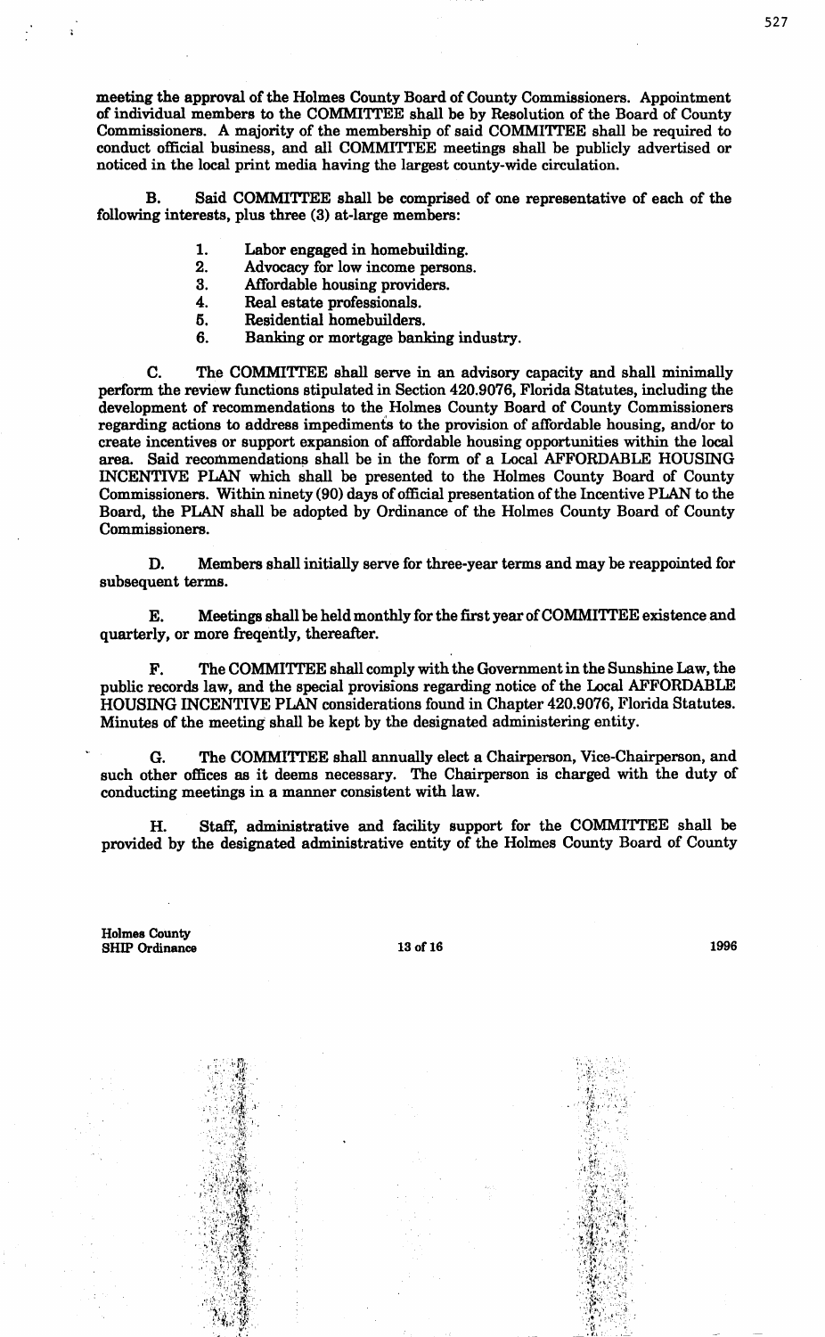meeting the approval of the Holmes County Board of County Commissioners. Appointment of individual members to the COMMITTEE shall be by Resolution of the Board of County Commissioners. A majority of the membership of said COMMITTEE shall be required to conduct official business, and all COMMITTEE meetings shall be publicly advertised or noticed in the local print media having the largest county-wide circulation.

B. Said COMMITTEE shall be comprised of one representative of each of the following interests, plus three (3) at-large members:

1. Labor engaged in homebuilding.
2. Advocacy for low income persons.
3. Affordable housing providers.
4. Real estate professionals.
5. Residential homebuilders.
6. Banking or mortgage banking industry.

C. The COMMITTEE shall serve in an advisory capacity and shall minimally perform the review functions stipulated in Section 420.9076, Florida Statutes, including the development of recommendations to the Holmes County Board of County Commissioners regarding actions to address impediments to the provision of affordable housing, and/or to create incentives or support expansion of affordable housing opportunities within the local area. Said recommendations shall be in the form of a Local AFFORDABLE HOUSING INCENTIVE PLAN which shall be presented to the Holmes County Board of County Commissioners. Within ninety (90) days of official presentation of the Incentive PLAN to the Board, the PLAN shall be adopted by Ordinance of the Holmes County Board of County Commissioners.

D. Members shall initially serve for three-year terms and may be reappointed for subsequent terms.

E. Meetings shall be held monthly for the first year of COMMITTEE existence and quarterly, or more freqently, thereafter.

F. The COMMITTEE shall comply with the Government in the Sunshine Law, the public records law, and the special provisions regarding notice of the Local AFFORDABLE HOUSING INCENTIVE PLAN considerations found in Chapter 420.9076, Florida Statutes. Minutes of the meeting shall be kept by the designated administering entity.

G. The COMMITTEE shall annually elect a Chairperson, Vice-Chairperson, and such other offices as it deems necessary. The Chairperson is charged with the duty of conducting meetings in a manner consistent with law.

H. Staff, administrative and facility support for the COMMITTEE shall be provided by the designated administrative entity of the Holmes County Board of County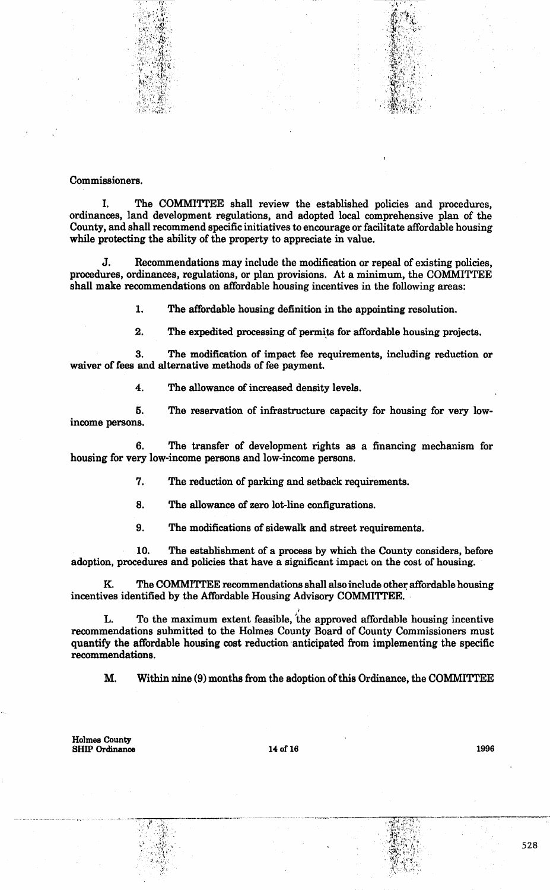Commissioners.

I. The COMMITTEE shall review the established policies and procedures, ordinances, land development regulations, and adopted local comprehensive plan of the County, and shall recommend specific initiatives to encourage or facilitate affordable housing while protecting the ability of the property to appreciate in value.

J. Recommendations may include the modification or repeal of existing policies, procedures, ordinances, regulations, or plan provisions. At a minimum, the COMMITTEE shall make recommendations on affordable housing incentives in the following areas:

1. The affordable housing definition in the appointing resolution.

2. The expedited processing of permits for affordable housing projects.

3. The modification of impact fee requirements, including reduction or waiver of fees and alternative methods of fee payment.

4. The allowance of increased density levels.

5. The reservation of infrastructure capacity for housing for very low-income persons.

6. The transfer of development rights as a financing mechanism for housing for very low-income persons and low-income persons.

7. The reduction of parking and setback requirements.

8. The allowance of zero lot-line configurations.

9. The modifications of sidewalk and street requirements.

10. The establishment of a process by which the County considers, before adoption, procedures and policies that have a significant impact on the cost of housing.

K. The COMMITTEE recommendations shall also include other affordable housing incentives identified by the Affordable Housing Advisory COMMITTEE.

L. To the maximum extent feasible, the approved affordable housing incentive recommendations submitted to the Holmes County Board of County Commissioners must quantify the affordable housing cost reduction anticipated from implementing the specific recommendations.

M. Within nine (9) months from the adoption of this Ordinance, the COMMITTEE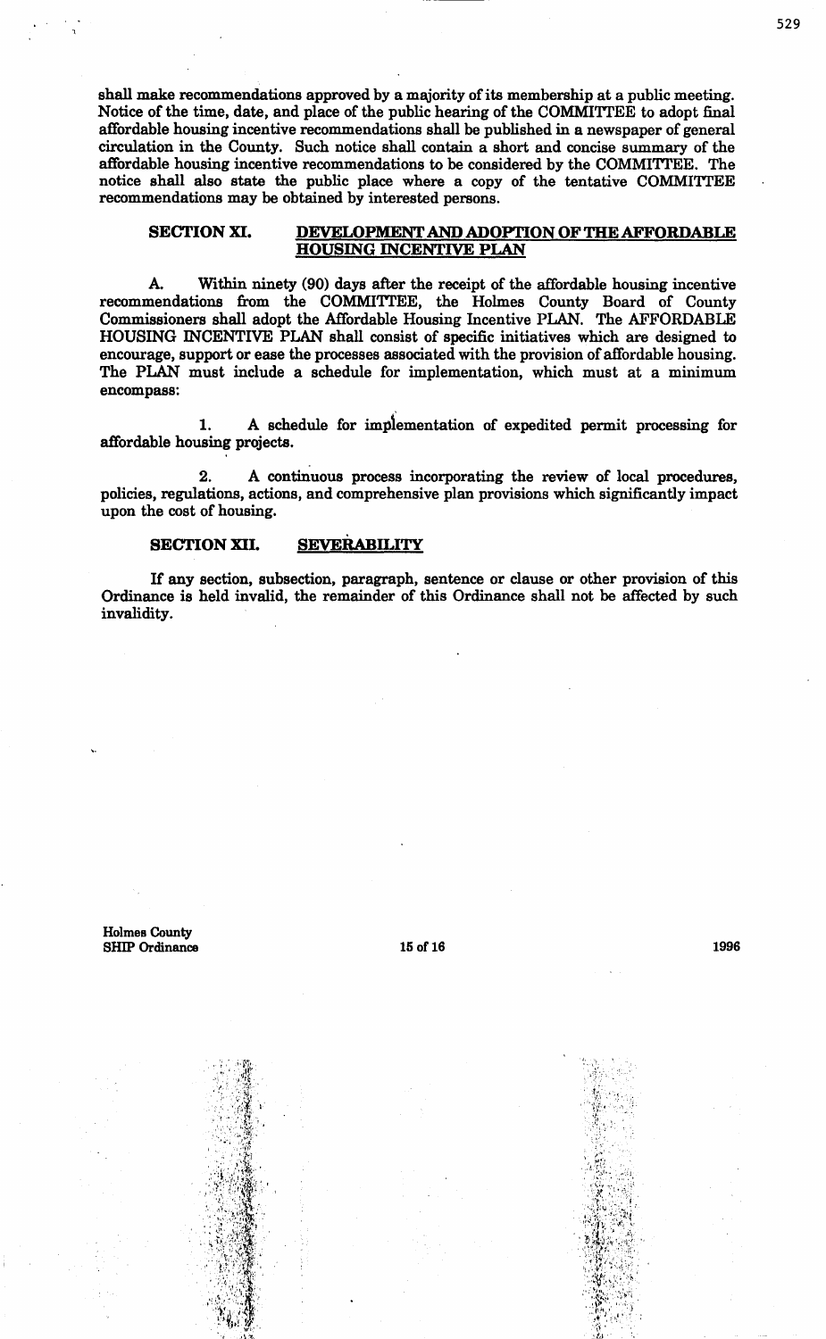shall make recommendations approved by a majority of its membership at a public meeting. Notice of the time, date, and place of the public hearing of the COMMITTEE to adopt final affordable housing incentive recommendations shall be published in a newspaper of general circulation in the County. Such notice shall contain a short and concise summary of the affordable housing incentive recommendations to be considered by the COMMITTEE. The notice shall also state the public place where a copy of the tentative COMMITTEE recommendations may be obtained by interested persons.

## SECTION XI. DEVELOPMENT AND ADOPTION OF THE AFFORDABLE HOUSING INCENTIVE PLAN

A. Within ninety (90) days after the receipt of the affordable housing incentive recommendations from the COMMITTEE, the Holmes County Board of County Commissioners shall adopt the Affordable Housing Incentive PLAN. The AFFORDABLE HOUSING INCENTIVE PLAN shall consist of specific initiatives which are designed to encourage, support or ease the processes associated with the provision of affordable housing. The PLAN must include a schedule for implementation, which must at a minimum encompass:

1. A schedule for implementation of expedited permit processing for affordable housing projects.

2. A continuous process incorporating the review of local procedures, policies, regulations, actions, and comprehensive plan provisions which significantly impact upon the cost of housing.

## SECTION XII. SEVERABILITY

If any section, subsection, paragraph, sentence or clause or other provision of this Ordinance is held invalid, the remainder of this Ordinance shall not be affected by such invalidity.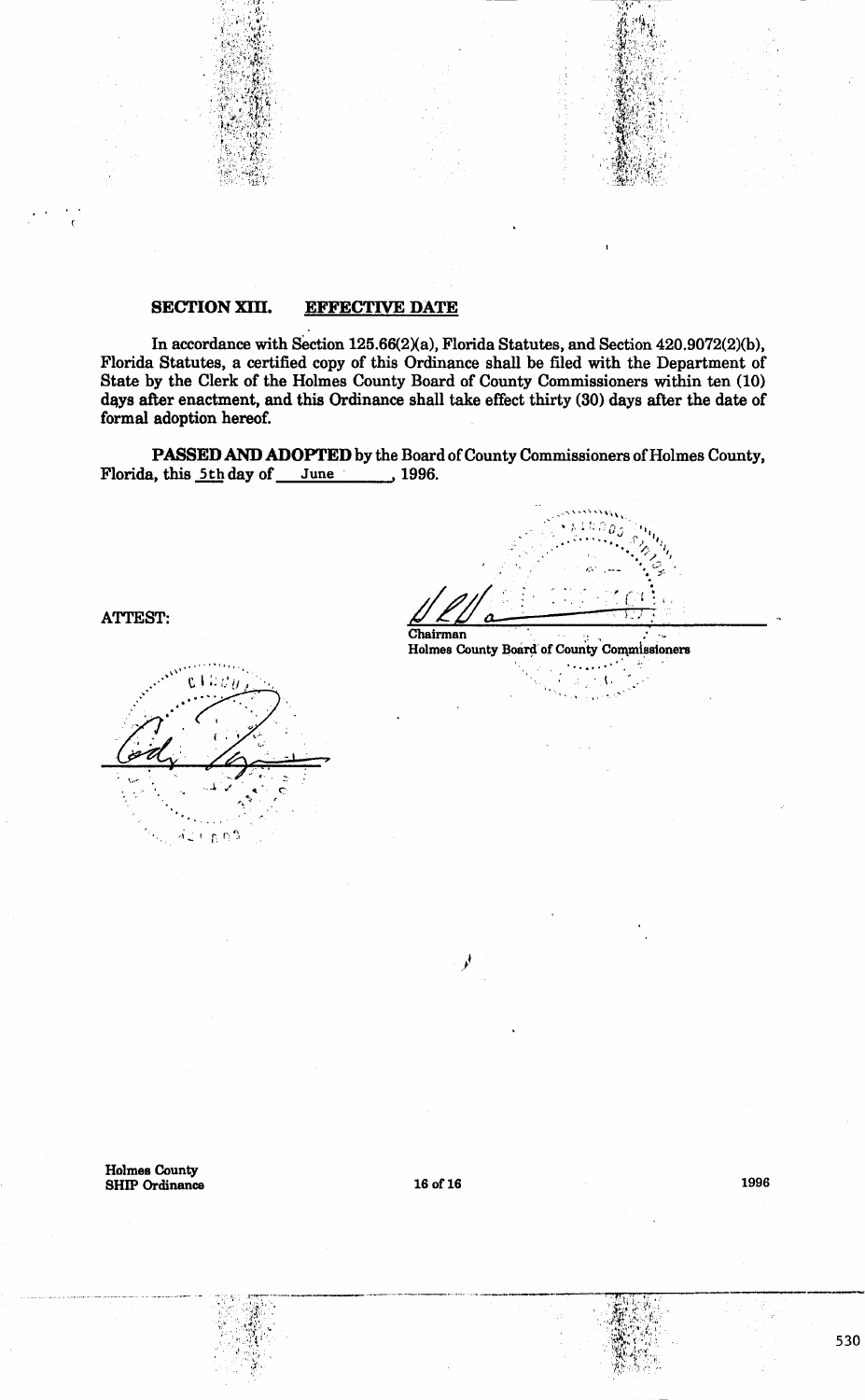## SECTION XIII. EFFECTIVE DATE

In accordance with Section 125.66(2)(a), Florida Statutes, and Section 420.9072(2)(b), Florida Statutes, a certified copy of this Ordinance shall be filed with the Department of State by the Clerk of the Holmes County Board of County Commissioners within ten (10) days after enactment, and this Ordinance shall take effect thirty (30) days after the date of formal adoption hereof.

**PASSED AND ADOPTED** by the Board of County Commissioners of Holmes County, Florida, this 5th day of June, 1996.

ATTEST:

Chairman
Holmes County Board of County Commissioners